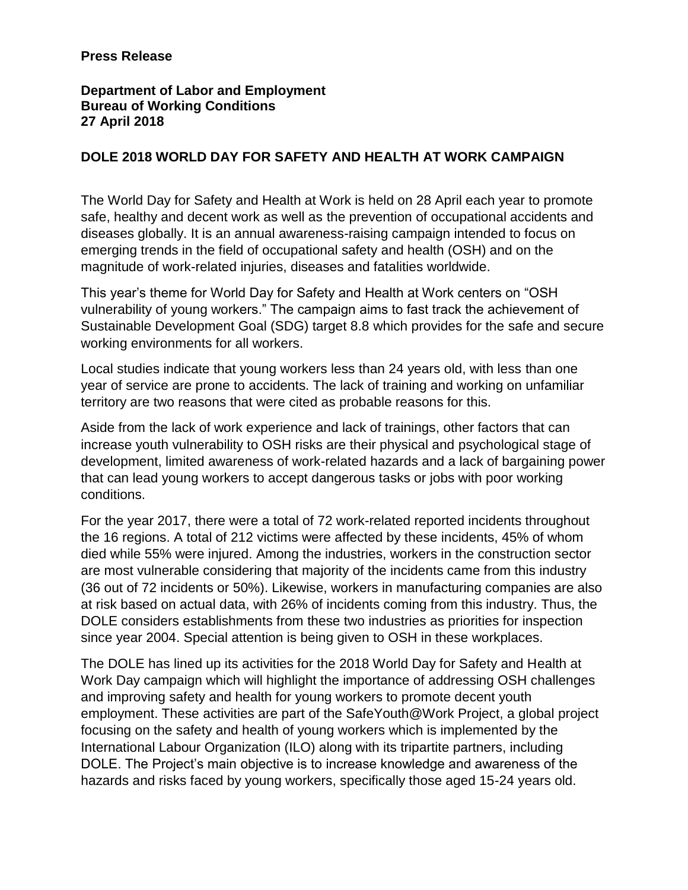**Press Release**

**Department of Labor and Employment**
**Bureau of Working Conditions**
**27 April 2018**

## DOLE 2018 WORLD DAY FOR SAFETY AND HEALTH AT WORK CAMPAIGN

The World Day for Safety and Health at Work is held on 28 April each year to promote safe, healthy and decent work as well as the prevention of occupational accidents and diseases globally. It is an annual awareness-raising campaign intended to focus on emerging trends in the field of occupational safety and health (OSH) and on the magnitude of work-related injuries, diseases and fatalities worldwide.

This year's theme for World Day for Safety and Health at Work centers on "OSH vulnerability of young workers." The campaign aims to fast track the achievement of Sustainable Development Goal (SDG) target 8.8 which provides for the safe and secure working environments for all workers.

Local studies indicate that young workers less than 24 years old, with less than one year of service are prone to accidents. The lack of training and working on unfamiliar territory are two reasons that were cited as probable reasons for this.

Aside from the lack of work experience and lack of trainings, other factors that can increase youth vulnerability to OSH risks are their physical and psychological stage of development, limited awareness of work-related hazards and a lack of bargaining power that can lead young workers to accept dangerous tasks or jobs with poor working conditions.

For the year 2017, there were a total of 72 work-related reported incidents throughout the 16 regions. A total of 212 victims were affected by these incidents, 45% of whom died while 55% were injured. Among the industries, workers in the construction sector are most vulnerable considering that majority of the incidents came from this industry (36 out of 72 incidents or 50%). Likewise, workers in manufacturing companies are also at risk based on actual data, with 26% of incidents coming from this industry. Thus, the DOLE considers establishments from these two industries as priorities for inspection since year 2004. Special attention is being given to OSH in these workplaces.

The DOLE has lined up its activities for the 2018 World Day for Safety and Health at Work Day campaign which will highlight the importance of addressing OSH challenges and improving safety and health for young workers to promote decent youth employment. These activities are part of the SafeYouth@Work Project, a global project focusing on the safety and health of young workers which is implemented by the International Labour Organization (ILO) along with its tripartite partners, including DOLE. The Project's main objective is to increase knowledge and awareness of the hazards and risks faced by young workers, specifically those aged 15-24 years old.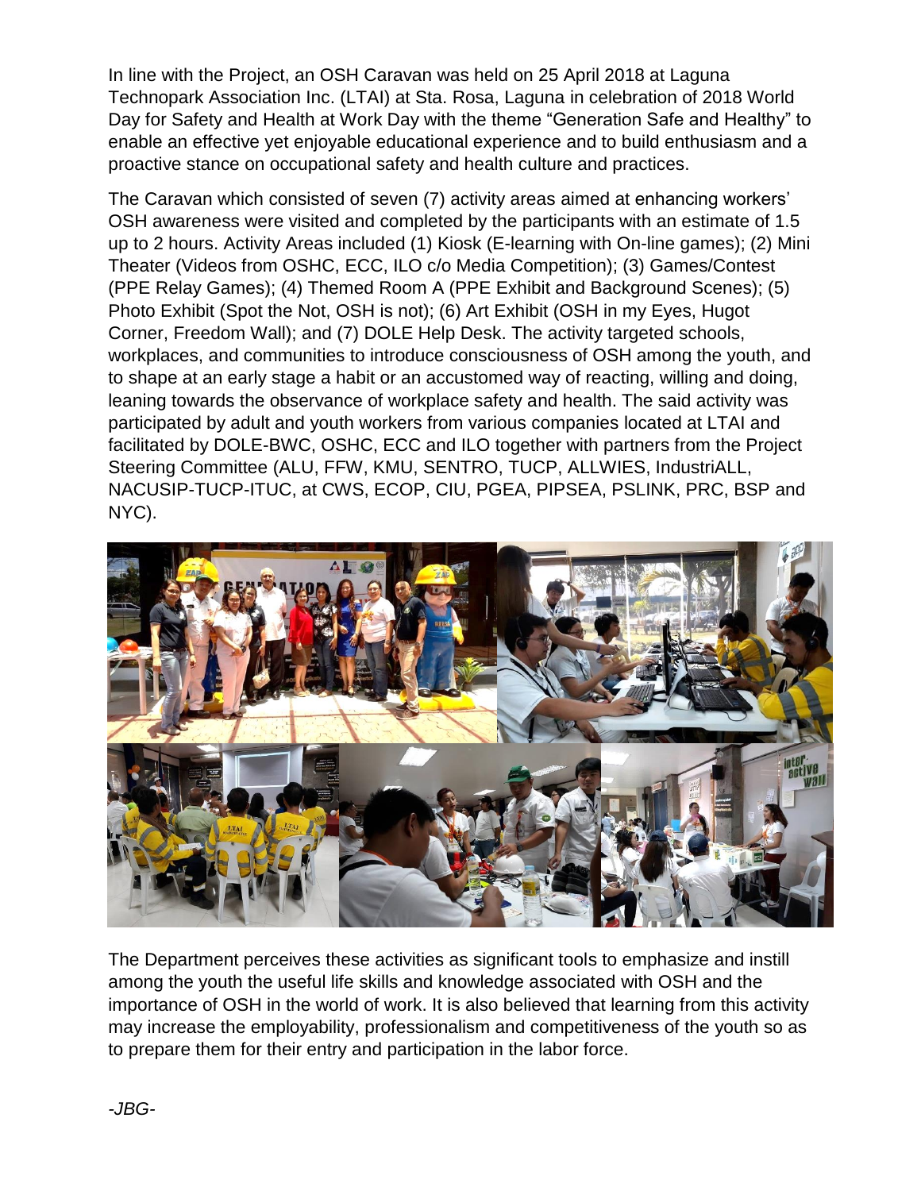In line with the Project, an OSH Caravan was held on 25 April 2018 at Laguna Technopark Association Inc. (LTAI) at Sta. Rosa, Laguna in celebration of 2018 World Day for Safety and Health at Work Day with the theme "Generation Safe and Healthy" to enable an effective yet enjoyable educational experience and to build enthusiasm and a proactive stance on occupational safety and health culture and practices.

The Caravan which consisted of seven (7) activity areas aimed at enhancing workers' OSH awareness were visited and completed by the participants with an estimate of 1.5 up to 2 hours. Activity Areas included (1) Kiosk (E-learning with On-line games); (2) Mini Theater (Videos from OSHC, ECC, ILO c/o Media Competition); (3) Games/Contest (PPE Relay Games); (4) Themed Room A (PPE Exhibit and Background Scenes); (5) Photo Exhibit (Spot the Not, OSH is not); (6) Art Exhibit (OSH in my Eyes, Hugot Corner, Freedom Wall); and (7) DOLE Help Desk. The activity targeted schools, workplaces, and communities to introduce consciousness of OSH among the youth, and to shape at an early stage a habit or an accustomed way of reacting, willing and doing, leaning towards the observance of workplace safety and health. The said activity was participated by adult and youth workers from various companies located at LTAI and facilitated by DOLE-BWC, OSHC, ECC and ILO together with partners from the Project Steering Committee (ALU, FFW, KMU, SENTRO, TUCP, ALLWIES, IndustriALL, NACUSIP-TUCP-ITUC, at CWS, ECOP, CIU, PGEA, PIPSEA, PSLINK, PRC, BSP and NYC).

The Department perceives these activities as significant tools to emphasize and instill among the youth the useful life skills and knowledge associated with OSH and the importance of OSH in the world of work. It is also believed that learning from this activity may increase the employability, professionalism and competitiveness of the youth so as to prepare them for their entry and participation in the labor force.

*-JBG-*